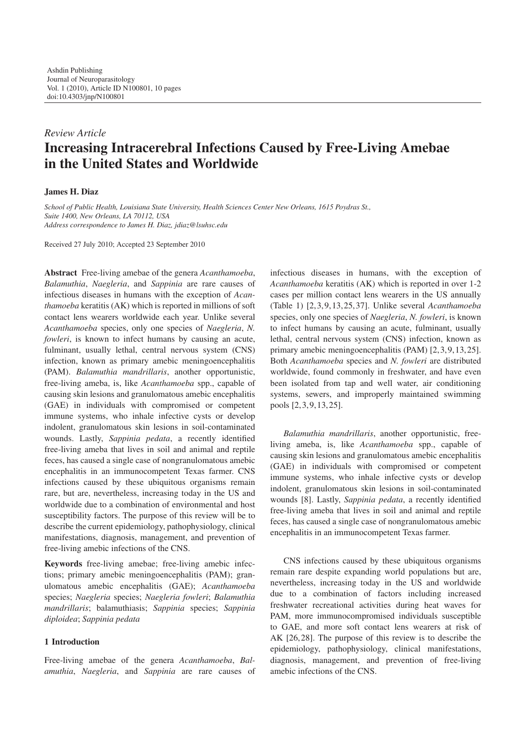Ashdin Publishing
Journal of Neuroparasitology
Vol. 1 (2010), Article ID N100801, 10 pages
doi:10.4303/jnp/N100801

*Review Article*

# Increasing Intracerebral Infections Caused by Free-Living Amebae in the United States and Worldwide

**James H. Diaz**

*School of Public Health, Louisiana State University, Health Sciences Center New Orleans, 1615 Poydras St., Suite 1400, New Orleans, LA 70112, USA*
*Address correspondence to James H. Diaz, jdiaz@lsuhsc.edu*

Received 27 July 2010; Accepted 23 September 2010

**Abstract** Free-living amebae of the genera *Acanthamoeba*, *Balamuthia*, *Naegleria*, and *Sappinia* are rare causes of infectious diseases in humans with the exception of *Acanthamoeba* keratitis (AK) which is reported in millions of soft contact lens wearers worldwide each year. Unlike several *Acanthamoeba* species, only one species of *Naegleria*, *N. fowleri*, is known to infect humans by causing an acute, fulminant, usually lethal, central nervous system (CNS) infection, known as primary amebic meningoencephalitis (PAM). *Balamuthia mandrillaris*, another opportunistic, free-living ameba, is, like *Acanthamoeba* spp., capable of causing skin lesions and granulomatous amebic encephalitis (GAE) in individuals with compromised or competent immune systems, who inhale infective cysts or develop indolent, granulomatous skin lesions in soil-contaminated wounds. Lastly, *Sappinia pedata*, a recently identified free-living ameba that lives in soil and animal and reptile feces, has caused a single case of nongranulomatous amebic encephalitis in an immunocompetent Texas farmer. CNS infections caused by these ubiquitous organisms remain rare, but are, nevertheless, increasing today in the US and worldwide due to a combination of environmental and host susceptibility factors. The purpose of this review will be to describe the current epidemiology, pathophysiology, clinical manifestations, diagnosis, management, and prevention of free-living amebic infections of the CNS.

**Keywords** free-living amebae; free-living amebic infections; primary amebic meningoencephalitis (PAM); granulomatous amebic encephalitis (GAE); *Acanthamoeba* species; *Naegleria* species; *Naegleria fowleri*; *Balamuthia mandrillaris*; balamuthiasis; *Sappinia* species; *Sappinia diploidea*; *Sappinia pedata*

## 1 Introduction

Free-living amebae of the genera *Acanthamoeba*, *Balamuthia*, *Naegleria*, and *Sappinia* are rare causes of infectious diseases in humans, with the exception of *Acanthamoeba* keratitis (AK) which is reported in over 1-2 cases per million contact lens wearers in the US annually (Table 1) [2,3,9,13,25,37]. Unlike several *Acanthamoeba* species, only one species of *Naegleria*, *N. fowleri*, is known to infect humans by causing an acute, fulminant, usually lethal, central nervous system (CNS) infection, known as primary amebic meningoencephalitis (PAM) [2,3,9,13,25]. Both *Acanthamoeba* species and *N. fowleri* are distributed worldwide, found commonly in freshwater, and have even been isolated from tap and well water, air conditioning systems, sewers, and improperly maintained swimming pools [2,3,9,13,25].

*Balamuthia mandrillaris*, another opportunistic, free-living ameba, is, like *Acanthamoeba* spp., capable of causing skin lesions and granulomatous amebic encephalitis (GAE) in individuals with compromised or competent immune systems, who inhale infective cysts or develop indolent, granulomatous skin lesions in soil-contaminated wounds [8]. Lastly, *Sappinia pedata*, a recently identified free-living ameba that lives in soil and animal and reptile feces, has caused a single case of nongranulomatous amebic encephalitis in an immunocompetent Texas farmer.

CNS infections caused by these ubiquitous organisms remain rare despite expanding world populations but are, nevertheless, increasing today in the US and worldwide due to a combination of factors including increased freshwater recreational activities during heat waves for PAM, more immunocompromised individuals susceptible to GAE, and more soft contact lens wearers at risk of AK [26,28]. The purpose of this review is to describe the epidemiology, pathophysiology, clinical manifestations, diagnosis, management, and prevention of free-living amebic infections of the CNS.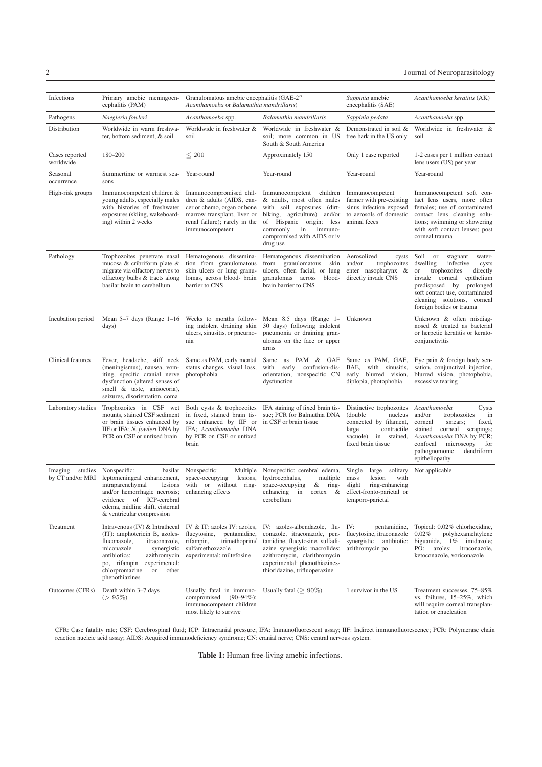| Infections | Primary amebic meningoencephalitis (PAM) | Granulomatous amebic encephalitis (GAE-2°*Acanthamoeba* or *Balamuthia mandrillaris*) | | *Sappinia* amebic encephalitis (SAE) | *Acanthamoeba keratitis* (AK) |
|---|---|---|---|---|---|
| Pathogens | *Naegleria fowleri* | *Acanthamoeba* spp. | *Balamuthia mandrillaris* | *Sappinia pedata* | *Acanthamoeba* spp. |
| Distribution | Worldwide in warm freshwater, bottom sediment, & soil | Worldwide in freshwater & soil | Worldwide in freshwater & soil; more common in US South & South America | Demonstrated in soil & tree bark in the US only | Worldwide in freshwater & soil |
| Cases reported worldwide | 180–200 | $\leq 200$ | Approximately 150 | Only 1 case reported | 1-2 cases per 1 million contact lens users (US) per year |
| Seasonal occurrence | Summertime or warmest seasons | Year-round | Year-round | Year-round | Year-round |
| High-risk groups | Immunocompetent children & young adults, especially males with histories of freshwater exposures (skiing, wakeboarding) within 2 weeks | Immunocompromised children & adults (AIDS, cancer or chemo, organ or bone marrow transplant, liver or renal failure); rarely in the immunocompetent | Immunocompetent children & adults, most often males with soil exposures (dirt-biking, agriculture) and/or of Hispanic origin; less commonly in immunocompromised with AIDS or iv drug use | Immunocompetent farmer with pre-existing sinus infection exposed to aerosols of domestic animal feces | Immunocompetent soft contact lens users, more often females; use of contaminated contact lens cleaning solutions; swimming or showering with soft contact lenses; post corneal trauma |
| Pathology | Trophozoites penetrate nasal mucosa & cribriform plate & migrate via olfactory nerves to olfactory bulbs & tracts along basilar brain to cerebellum | Hematogenous dissemination from granulomatous skin ulcers or lung granulomas, across blood- brain barrier to CNS | Hematogenous dissemination from granulomatous skin ulcers, often facial, or lung granulomas across blood-brain barrier to CNS | Aerosolized cysts and/or trophozoites enter nasopharynx & directly invade CNS | Soil or stagnant water-dwelling infective cysts or trophozoites directly invade corneal epithelium predisposed by prolonged soft contact use, contaminated cleaning solutions, corneal foreign bodies or trauma |
| Incubation period | Mean 5–7 days (Range 1–16 days) | Weeks to months following indolent draining skin ulcers, sinusitis, or pneumonia | Mean 8.5 days (Range 1–30 days) following indolent pneumonia or draining granulomas on the face or upper arms | Unknown | Unknown & often misdiagnosed & treated as bacterial or herpetic keratitis or keratoconjunctivitis |
| Clinical features | Fever, headache, stiff neck (meningismus), nausea, vomiting, specific cranial nerve dysfunction (altered senses of smell & taste, anisocoria), seizures, disorientation, coma | Same as PAM, early mental status changes, visual loss, photophobia | Same as PAM & GAE with early confusion-disorientation, nonspecific CN dysfunction | Same as PAM, GAE, BAE, with sinusitis, early blurred vision, diplopia, photophobia | Eye pain & foreign body sensation, conjunctival injection, blurred vision, photophobia, excessive tearing |
| Laboratory studies | Trophozoites in CSF wet mounts, stained CSF sediment or brain tissues enhanced by IIF or IFA; *N. fowleri* DNA by PCR on CSF or unfixed brain | Both cysts & trophozoites in fixed, stained brain tissue enhanced by IIF or IFA; *Acanthamoeba* DNA by PCR on CSF or unfixed brain | IFA staining of fixed brain tissue; PCR for Balmuthia DNA in CSF or brain tissue | Distinctive trophozoites (double nucleus connected by filament, large contractile vacuole) in stained, fixed brain tissue | *Acanthamoeba* Cysts and/or trophozoites in corneal smears; fixed, stained corneal scrapings; *Acanthamoeba* DNA by PCR; confocal microscopy for pathognomonic dendriform epitheliopathy |
| Imaging studies by CT and/or MRI | Nonspecific: basilar leptomeningeal enhancement, intraparenchymal lesions and/or hemorrhagic necrosis; evidence of ICP-cerebral edema, midline shift, cisternal & ventricular compression | Nonspecific: Multiple space-occupying lesions, with or without ring-enhancing effects | Nonspecific: cerebral edema, hydrocephalus, multiple space-occupying & ring-enhancing in cortex & cerebellum | Single large solitary mass lesion with slight ring-enhancing effect-fronto-parietal or temporo-parietal | Not applicable |
| Treatment | Intravenous (IV) & Intrathecal (IT): amphotericin B, azoles-fluconazole, itraconazole, miconazole synergistic antibiotics: azithromycin po, rifampin experimental: chlorpromazine or other phenothiazines | IV & IT: azoles IV: azoles, flucytosine, pentamidine, rifampin, trimethoprim/ sulfamethoxazole experimental: miltefosine | IV: azoles-albendazole, fluconazole, itraconazole, pentamidine, flucytosine, sulfadiazine synergistic macrolides: azithromycin, clarithromycin experimental: phenothiazines-thioridazine, trifluoperazine | IV: pentamidine, flucytosine, itraconazole synergistic antibiotic: azithromycin po | Topical: 0.02% chlorhexidine, 0.02% polyhexamehtylene biguanide, 1% imidazole; PO: azoles: itraconazole, ketoconazole, voriconazole |
| Outcomes (CFRs) | Death within 3–7 days ($> 95\%$) | Usually fatal in immunocompromised (90–94%); immunocompetent children most likely to survive | Usually fatal ($\geq 90\%$) | 1 survivor in the US | Treatment successes, 75–85% vs. failures, 15–25%, which will require corneal transplantation or enucleation |

CFR: Case fatality rate; CSF: Cerebrospinal fluid; ICP: Intracranial pressure; IFA: Immunofluorescent assay; IIF: Indirect immunofluorescence; PCR: Polymerase chain reaction nucleic acid assay; AIDS: Acquired immunodeficiency syndrome; CN: cranial nerve; CNS: central nervous system.

**Table 1:** Human free-living amebic infections.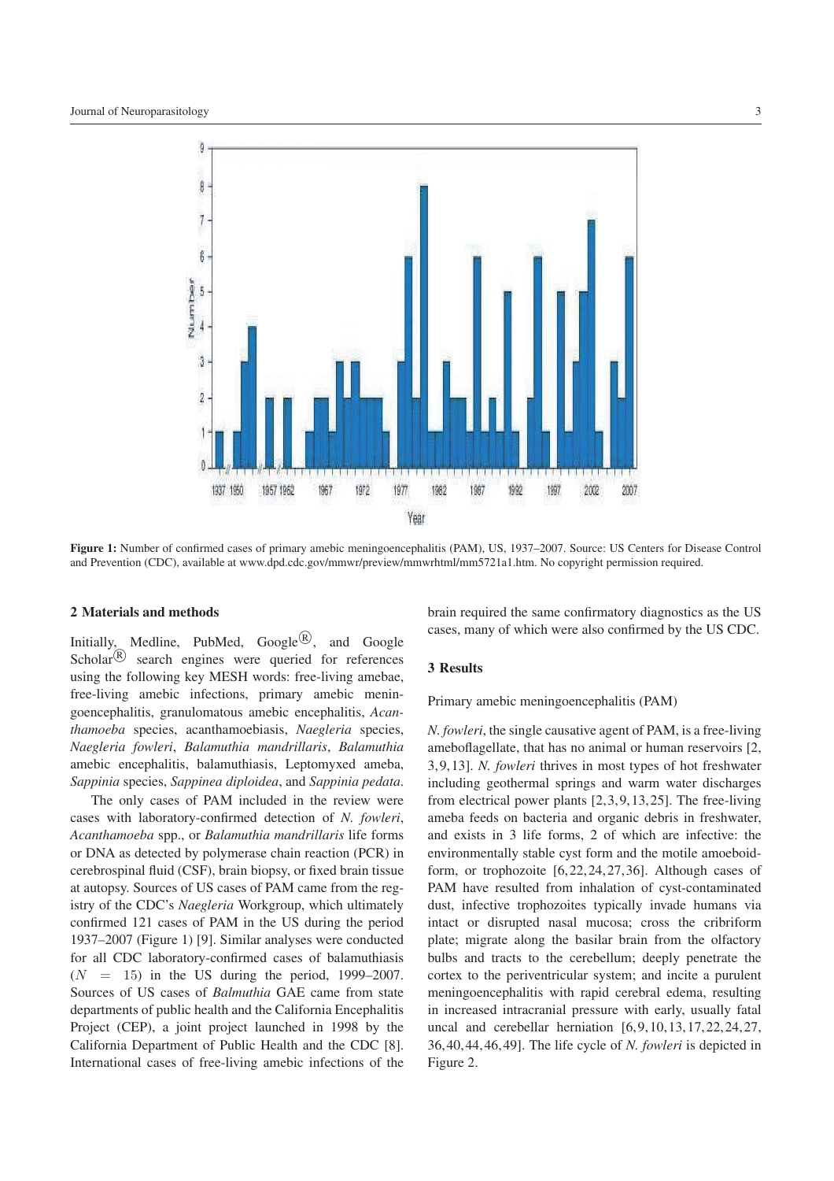Figure 1: Number of confirmed cases of primary amebic meningoencephalitis (PAM), US, 1937–2007. Source: US Centers for Disease Control and Prevention (CDC), available at www.dpd.cdc.gov/mmwr/preview/mmwrhtml/mm5721a1.htm. No copyright permission required.

## 2 Materials and methods

Initially, Medline, PubMed, Google®, and Google Scholar® search engines were queried for references using the following key MESH words: free-living amebae, free-living amebic infections, primary amebic meningoencephalitis, granulomatous amebic encephalitis, *Acanthamoeba* species, acanthamoebiasis, *Naegleria* species, *Naegleria fowleri*, *Balamuthia mandrillaris*, *Balamuthia* amebic encephalitis, balamuthiasis, Leptomyxed ameba, *Sappinia* species, *Sappinea diploidea*, and *Sappinia pedata*.

The only cases of PAM included in the review were cases with laboratory-confirmed detection of *N. fowleri*, *Acanthamoeba* spp., or *Balamuthia mandrillaris* life forms or DNA as detected by polymerase chain reaction (PCR) in cerebrospinal fluid (CSF), brain biopsy, or fixed brain tissue at autopsy. Sources of US cases of PAM came from the registry of the CDC's *Naegleria* Workgroup, which ultimately confirmed 121 cases of PAM in the US during the period 1937–2007 (Figure 1) [9]. Similar analyses were conducted for all CDC laboratory-confirmed cases of balamuthiasis ($N = 15$) in the US during the period, 1999–2007. Sources of US cases of *Balmuthia* GAE came from state departments of public health and the California Encephalitis Project (CEP), a joint project launched in 1998 by the California Department of Public Health and the CDC [8]. International cases of free-living amebic infections of the brain required the same confirmatory diagnostics as the US cases, many of which were also confirmed by the US CDC.

## 3 Results

Primary amebic meningoencephalitis (PAM)

*N. fowleri*, the single causative agent of PAM, is a free-living ameboflagellate, that has no animal or human reservoirs [2, 3, 9, 13]. *N. fowleri* thrives in most types of hot freshwater including geothermal springs and warm water discharges from electrical power plants [2, 3, 9, 13, 25]. The free-living ameba feeds on bacteria and organic debris in freshwater, and exists in 3 life forms, 2 of which are infective: the environmentally stable cyst form and the motile amoeboid-form, or trophozoite [6, 22, 24, 27, 36]. Although cases of PAM have resulted from inhalation of cyst-contaminated dust, infective trophozoites typically invade humans via intact or disrupted nasal mucosa; cross the cribriform plate; migrate along the basilar brain from the olfactory bulbs and tracts to the cerebellum; deeply penetrate the cortex to the periventricular system; and incite a purulent meningoencephalitis with rapid cerebral edema, resulting in increased intracranial pressure with early, usually fatal uncal and cerebellar herniation [6, 9, 10, 13, 17, 22, 24, 27, 36, 40, 44, 46, 49]. The life cycle of *N. fowleri* is depicted in Figure 2.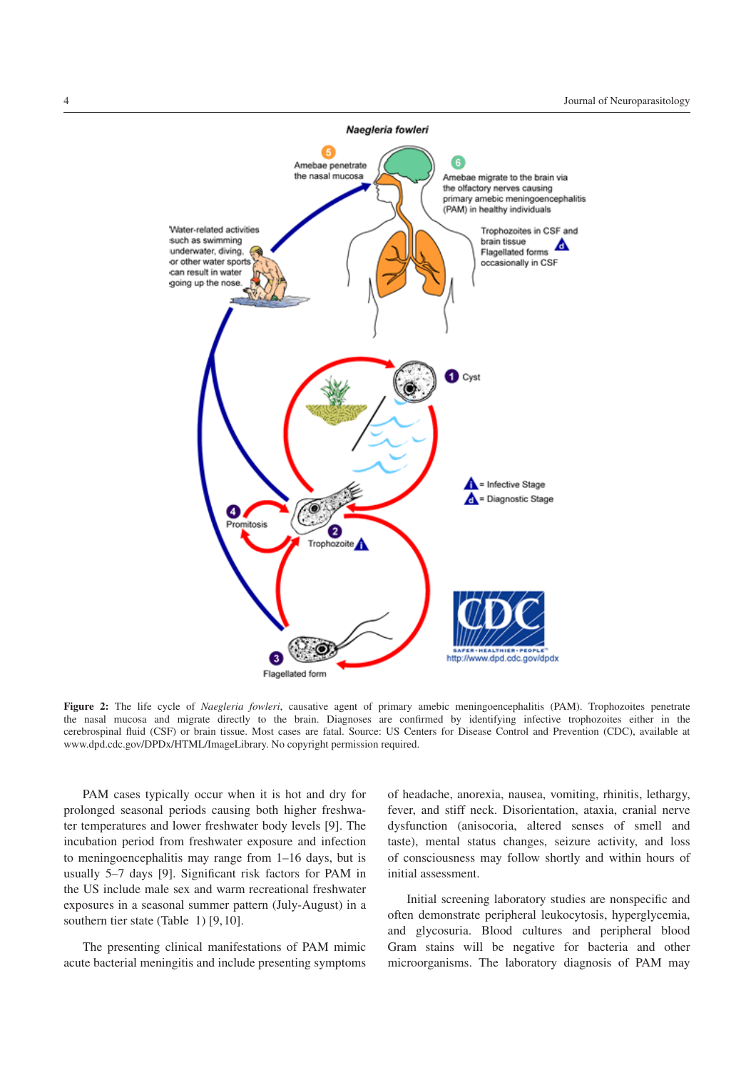**Figure 2:** The life cycle of *Naegleria fowleri*, causative agent of primary amebic meningoencephalitis (PAM). Trophozoites penetrate the nasal mucosa and migrate directly to the brain. Diagnoses are confirmed by identifying infective trophozoites either in the cerebrospinal fluid (CSF) or brain tissue. Most cases are fatal. Source: US Centers for Disease Control and Prevention (CDC), available at www.dpd.cdc.gov/DPDx/HTML/ImageLibrary. No copyright permission required.

PAM cases typically occur when it is hot and dry for prolonged seasonal periods causing both higher freshwater temperatures and lower freshwater body levels [9]. The incubation period from freshwater exposure and infection to meningoencephalitis may range from 1–16 days, but is usually 5–7 days [9]. Significant risk factors for PAM in the US include male sex and warm recreational freshwater exposures in a seasonal summer pattern (July-August) in a southern tier state (Table 1) [9, 10].

The presenting clinical manifestations of PAM mimic acute bacterial meningitis and include presenting symptoms of headache, anorexia, nausea, vomiting, rhinitis, lethargy, fever, and stiff neck. Disorientation, ataxia, cranial nerve dysfunction (anisocoria, altered senses of smell and taste), mental status changes, seizure activity, and loss of consciousness may follow shortly and within hours of initial assessment.

Initial screening laboratory studies are nonspecific and often demonstrate peripheral leukocytosis, hyperglycemia, and glycosuria. Blood cultures and peripheral blood Gram stains will be negative for bacteria and other microorganisms. The laboratory diagnosis of PAM may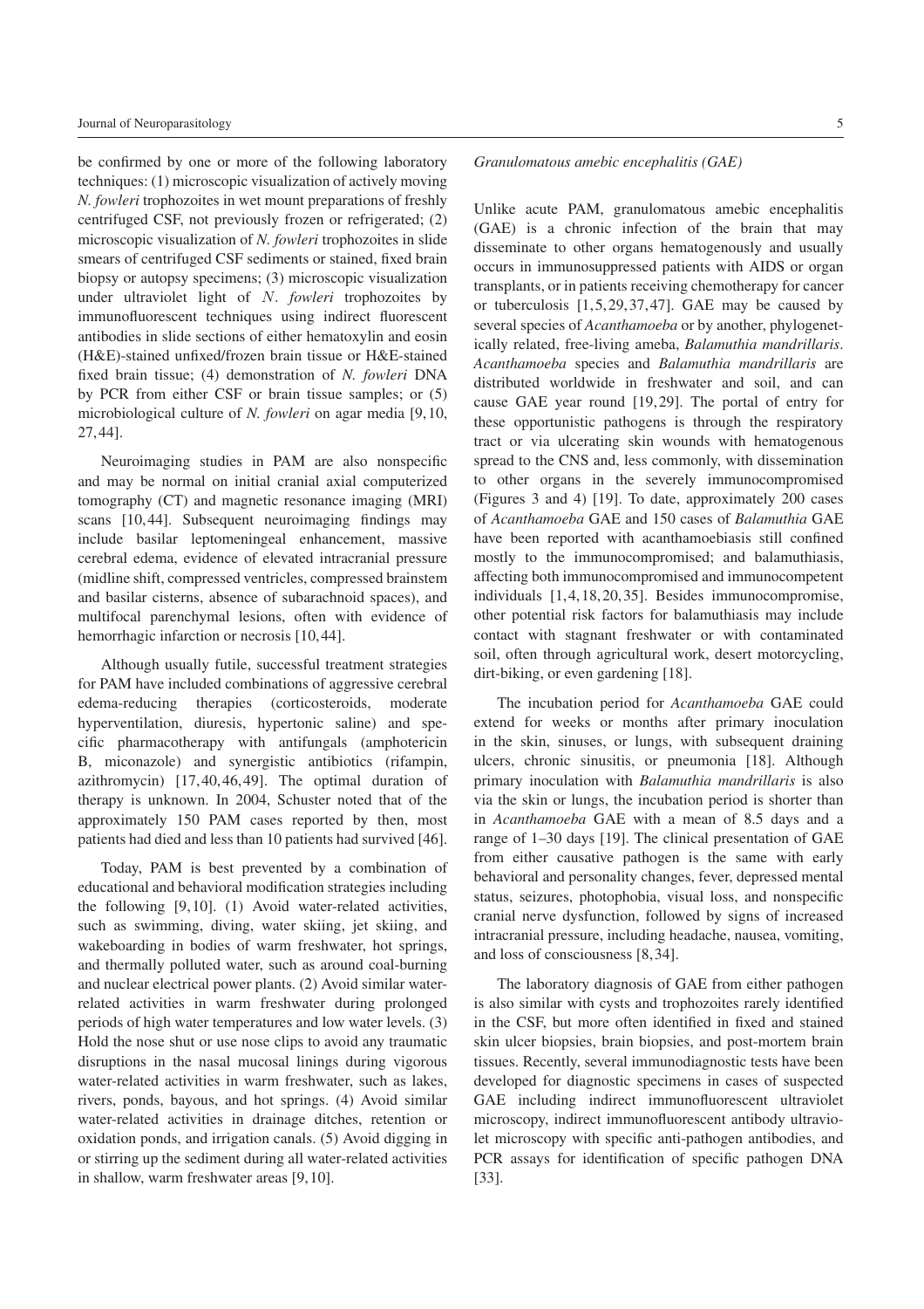be confirmed by one or more of the following laboratory techniques: (1) microscopic visualization of actively moving *N. fowleri* trophozoites in wet mount preparations of freshly centrifuged CSF, not previously frozen or refrigerated; (2) microscopic visualization of *N. fowleri* trophozoites in slide smears of centrifuged CSF sediments or stained, fixed brain biopsy or autopsy specimens; (3) microscopic visualization under ultraviolet light of *N. fowleri* trophozoites by immunofluorescent techniques using indirect fluorescent antibodies in slide sections of either hematoxylin and eosin (H&E)-stained unfixed/frozen brain tissue or H&E-stained fixed brain tissue; (4) demonstration of *N. fowleri* DNA by PCR from either CSF or brain tissue samples; or (5) microbiological culture of *N. fowleri* on agar media [9, 10, 27, 44].

Neuroimaging studies in PAM are also nonspecific and may be normal on initial cranial axial computerized tomography (CT) and magnetic resonance imaging (MRI) scans [10, 44]. Subsequent neuroimaging findings may include basilar leptomeningeal enhancement, massive cerebral edema, evidence of elevated intracranial pressure (midline shift, compressed ventricles, compressed brainstem and basilar cisterns, absence of subarachnoid spaces), and multifocal parenchymal lesions, often with evidence of hemorrhagic infarction or necrosis [10, 44].

Although usually futile, successful treatment strategies for PAM have included combinations of aggressive cerebral edema-reducing therapies (corticosteroids, moderate hyperventilation, diuresis, hypertonic saline) and specific pharmacotherapy with antifungals (amphotericin B, miconazole) and synergistic antibiotics (rifampin, azithromycin) [17, 40, 46, 49]. The optimal duration of therapy is unknown. In 2004, Schuster noted that of the approximately 150 PAM cases reported by then, most patients had died and less than 10 patients had survived [46].

Today, PAM is best prevented by a combination of educational and behavioral modification strategies including the following [9, 10]. (1) Avoid water-related activities, such as swimming, diving, water skiing, jet skiing, and wakeboarding in bodies of warm freshwater, hot springs, and thermally polluted water, such as around coal-burning and nuclear electrical power plants. (2) Avoid similar water-related activities in warm freshwater during prolonged periods of high water temperatures and low water levels. (3) Hold the nose shut or use nose clips to avoid any traumatic disruptions in the nasal mucosal linings during vigorous water-related activities in warm freshwater, such as lakes, rivers, ponds, bayous, and hot springs. (4) Avoid similar water-related activities in drainage ditches, retention or oxidation ponds, and irrigation canals. (5) Avoid digging in or stirring up the sediment during all water-related activities in shallow, warm freshwater areas [9, 10].

*Granulomatous amebic encephalitis (GAE)*

Unlike acute PAM, granulomatous amebic encephalitis (GAE) is a chronic infection of the brain that may disseminate to other organs hematogenously and usually occurs in immunosuppressed patients with AIDS or organ transplants, or in patients receiving chemotherapy for cancer or tuberculosis [1, 5, 29, 37, 47]. GAE may be caused by several species of *Acanthamoeba* or by another, phylogenetically related, free-living ameba, *Balamuthia mandrillaris*. *Acanthamoeba* species and *Balamuthia mandrillaris* are distributed worldwide in freshwater and soil, and can cause GAE year round [19, 29]. The portal of entry for these opportunistic pathogens is through the respiratory tract or via ulcerating skin wounds with hematogenous spread to the CNS and, less commonly, with dissemination to other organs in the severely immunocompromised (Figures 3 and 4) [19]. To date, approximately 200 cases of *Acanthamoeba* GAE and 150 cases of *Balamuthia* GAE have been reported with acanthamoebiasis still confined mostly to the immunocompromised; and balamuthiasis, affecting both immunocompromised and immunocompetent individuals [1, 4, 18, 20, 35]. Besides immunocompromise, other potential risk factors for balamuthiasis may include contact with stagnant freshwater or with contaminated soil, often through agricultural work, desert motorcycling, dirt-biking, or even gardening [18].

The incubation period for *Acanthamoeba* GAE could extend for weeks or months after primary inoculation in the skin, sinuses, or lungs, with subsequent draining ulcers, chronic sinusitis, or pneumonia [18]. Although primary inoculation with *Balamuthia mandrillaris* is also via the skin or lungs, the incubation period is shorter than in *Acanthamoeba* GAE with a mean of 8.5 days and a range of 1–30 days [19]. The clinical presentation of GAE from either causative pathogen is the same with early behavioral and personality changes, fever, depressed mental status, seizures, photophobia, visual loss, and nonspecific cranial nerve dysfunction, followed by signs of increased intracranial pressure, including headache, nausea, vomiting, and loss of consciousness [8, 34].

The laboratory diagnosis of GAE from either pathogen is also similar with cysts and trophozoites rarely identified in the CSF, but more often identified in fixed and stained skin ulcer biopsies, brain biopsies, and post-mortem brain tissues. Recently, several immunodiagnostic tests have been developed for diagnostic specimens in cases of suspected GAE including indirect immunofluorescent ultraviolet microscopy, indirect immunofluorescent antibody ultraviolet microscopy with specific anti-pathogen antibodies, and PCR assays for identification of specific pathogen DNA [33].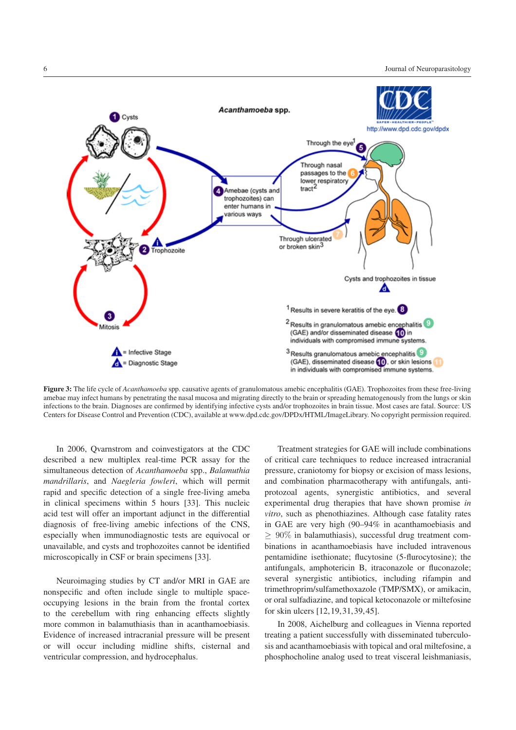**Figure 3:** The life cycle of *Acanthamoeba* spp. causative agents of granulomatous amebic encephalitis (GAE). Trophozoites from these free-living amebae may infect humans by penetrating the nasal mucosa and migrating directly to the brain or spreading hematogenously from the lungs or skin infections to the brain. Diagnoses are confirmed by identifying infective cysts and/or trophozoites in brain tissue. Most cases are fatal. Source: US Centers for Disease Control and Prevention (CDC), available at www.dpd.cdc.gov/DPDx/HTML/ImageLibrary. No copyright permission required.

In 2006, Qvarnstrom and coinvestigators at the CDC described a new multiplex real-time PCR assay for the simultaneous detection of *Acanthamoeba* spp., *Balamuthia mandrillaris*, and *Naegleria fowleri*, which will permit rapid and specific detection of a single free-living ameba in clinical specimens within 5 hours [33]. This nucleic acid test will offer an important adjunct in the differential diagnosis of free-living amebic infections of the CNS, especially when immunodiagnostic tests are equivocal or unavailable, and cysts and trophozoites cannot be identified microscopically in CSF or brain specimens [33].

Neuroimaging studies by CT and/or MRI in GAE are nonspecific and often include single to multiple space-occupying lesions in the brain from the frontal cortex to the cerebellum with ring enhancing effects slightly more common in balamuthiasis than in acanthamoebiasis. Evidence of increased intracranial pressure will be present or will occur including midline shifts, cisternal and ventricular compression, and hydrocephalus.

Treatment strategies for GAE will include combinations of critical care techniques to reduce increased intracranial pressure, craniotomy for biopsy or excision of mass lesions, and combination pharmacotherapy with antifungals, anti-protozoal agents, synergistic antibiotics, and several experimental drug therapies that have shown promise *in vitro*, such as phenothiazines. Although case fatality rates in GAE are very high (90–94% in acanthamoebiasis and $\geq$ 90% in balamuthiasis), successful drug treatment combinations in acanthamoebiasis have included intravenous pentamidine isethionate; flucytosine (5-flurocytosine); the antifungals, amphotericin B, itraconazole or fluconazole; several synergistic antibiotics, including rifampin and trimethroprim/sulfamethoxazole (TMP/SMX), or amikacin, or oral sulfadiazine, and topical ketoconazole or miltefosine for skin ulcers [12,19,31,39,45].

In 2008, Aichelburg and colleagues in Vienna reported treating a patient successfully with disseminated tuberculosis and acanthamoebiasis with topical and oral miltefosine, a phosphocholine analog used to treat visceral leishmaniasis,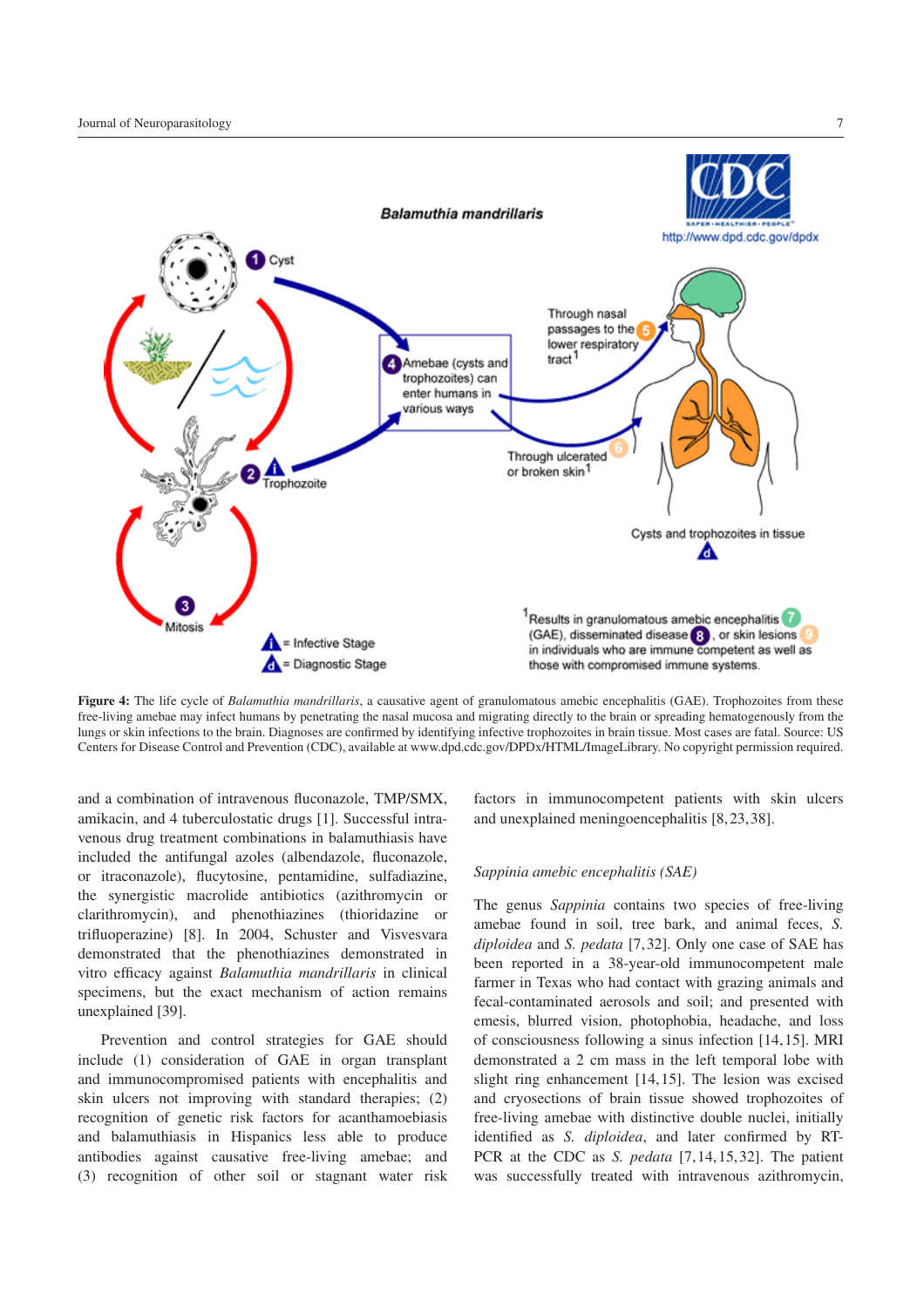**Figure 4:** The life cycle of *Balamuthia mandrillaris*, a causative agent of granulomatous amebic encephalitis (GAE). Trophozoites from these free-living amebae may infect humans by penetrating the nasal mucosa and migrating directly to the brain or spreading hematogenously from the lungs or skin infections to the brain. Diagnoses are confirmed by identifying infective trophozoites in brain tissue. Most cases are fatal. Source: US Centers for Disease Control and Prevention (CDC), available at www.dpd.cdc.gov/DPDx/HTML/ImageLibrary. No copyright permission required.

and a combination of intravenous fluconazole, TMP/SMX, amikacin, and 4 tuberculostatic drugs [1]. Successful intravenous drug treatment combinations in balamuthiasis have included the antifungal azoles (albendazole, fluconazole, or itraconazole), flucytosine, pentamidine, sulfadiazine, the synergistic macrolide antibiotics (azithromycin or clarithromycin), and phenothiazines (thioridazine or trifluoperazine) [8]. In 2004, Schuster and Visvesvara demonstrated that the phenothiazines demonstrated in vitro efficacy against *Balamuthia mandrillaris* in clinical specimens, but the exact mechanism of action remains unexplained [39].

Prevention and control strategies for GAE should include (1) consideration of GAE in organ transplant and immunocompromised patients with encephalitis and skin ulcers not improving with standard therapies; (2) recognition of genetic risk factors for acanthamoebiasis and balamuthiasis in Hispanics less able to produce antibodies against causative free-living amebae; and (3) recognition of other soil or stagnant water risk factors in immunocompetent patients with skin ulcers and unexplained meningoencephalitis [8, 23, 38].

### *Sappinia amebic encephalitis (SAE)*

The genus *Sappinia* contains two species of free-living amebae found in soil, tree bark, and animal feces, *S. diploidea* and *S. pedata* [7, 32]. Only one case of SAE has been reported in a 38-year-old immunocompetent male farmer in Texas who had contact with grazing animals and fecal-contaminated aerosols and soil; and presented with emesis, blurred vision, photophobia, headache, and loss of consciousness following a sinus infection [14, 15]. MRI demonstrated a 2 cm mass in the left temporal lobe with slight ring enhancement [14, 15]. The lesion was excised and cryosections of brain tissue showed trophozoites of free-living amebae with distinctive double nuclei, initially identified as *S. diploidea*, and later confirmed by RT-PCR at the CDC as *S. pedata* [7, 14, 15, 32]. The patient was successfully treated with intravenous azithromycin,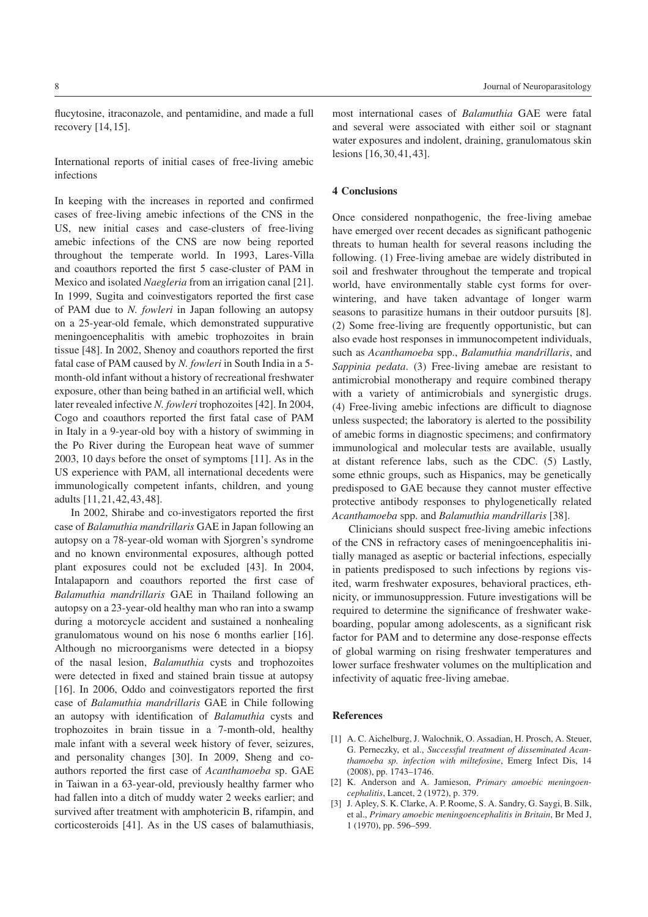flucytosine, itraconazole, and pentamidine, and made a full recovery [14, 15].

International reports of initial cases of free-living amebic infections

In keeping with the increases in reported and confirmed cases of free-living amebic infections of the CNS in the US, new initial cases and case-clusters of free-living amebic infections of the CNS are now being reported throughout the temperate world. In 1993, Lares-Villa and coauthors reported the first 5 case-cluster of PAM in Mexico and isolated *Naegleria* from an irrigation canal [21]. In 1999, Sugita and coinvestigators reported the first case of PAM due to *N. fowleri* in Japan following an autopsy on a 25-year-old female, which demonstrated suppurative meningoencephalitis with amebic trophozoites in brain tissue [48]. In 2002, Shenoy and coauthors reported the first fatal case of PAM caused by *N. fowleri* in South India in a 5-month-old infant without a history of recreational freshwater exposure, other than being bathed in an artificial well, which later revealed infective *N. fowleri* trophozoites [42]. In 2004, Cogo and coauthors reported the first fatal case of PAM in Italy in a 9-year-old boy with a history of swimming in the Po River during the European heat wave of summer 2003, 10 days before the onset of symptoms [11]. As in the US experience with PAM, all international decedents were immunologically competent infants, children, and young adults [11, 21, 42, 43, 48].

In 2002, Shirabe and co-investigators reported the first case of *Balamuthia mandrillaris* GAE in Japan following an autopsy on a 78-year-old woman with Sjorgren's syndrome and no known environmental exposures, although potted plant exposures could not be excluded [43]. In 2004, Intalapaporn and coauthors reported the first case of *Balamuthia mandrillaris* GAE in Thailand following an autopsy on a 23-year-old healthy man who ran into a swamp during a motorcycle accident and sustained a nonhealing granulomatous wound on his nose 6 months earlier [16]. Although no microorganisms were detected in a biopsy of the nasal lesion, *Balamuthia* cysts and trophozoites were detected in fixed and stained brain tissue at autopsy [16]. In 2006, Oddo and coinvestigators reported the first case of *Balamuthia mandrillaris* GAE in Chile following an autopsy with identification of *Balamuthia* cysts and trophozoites in brain tissue in a 7-month-old, healthy male infant with a several week history of fever, seizures, and personality changes [30]. In 2009, Sheng and coauthors reported the first case of *Acanthamoeba* sp. GAE in Taiwan in a 63-year-old, previously healthy farmer who had fallen into a ditch of muddy water 2 weeks earlier; and survived after treatment with amphotericin B, rifampin, and corticosteroids [41]. As in the US cases of balamuthiasis, most international cases of *Balamuthia* GAE were fatal and several were associated with either soil or stagnant water exposures and indolent, draining, granulomatous skin lesions [16, 30, 41, 43].

## 4 Conclusions

Once considered nonpathogenic, the free-living amebae have emerged over recent decades as significant pathogenic threats to human health for several reasons including the following. (1) Free-living amebae are widely distributed in soil and freshwater throughout the temperate and tropical world, have environmentally stable cyst forms for overwintering, and have taken advantage of longer warm seasons to parasitize humans in their outdoor pursuits [8]. (2) Some free-living are frequently opportunistic, but can also evade host responses in immunocompetent individuals, such as *Acanthamoeba* spp., *Balamuthia mandrillaris*, and *Sappinia pedata*. (3) Free-living amebae are resistant to antimicrobial monotherapy and require combined therapy with a variety of antimicrobials and synergistic drugs. (4) Free-living amebic infections are difficult to diagnose unless suspected; the laboratory is alerted to the possibility of amebic forms in diagnostic specimens; and confirmatory immunological and molecular tests are available, usually at distant reference labs, such as the CDC. (5) Lastly, some ethnic groups, such as Hispanics, may be genetically predisposed to GAE because they cannot muster effective protective antibody responses to phylogenetically related *Acanthamoeba* spp. and *Balamuthia mandrillaris* [38].

Clinicians should suspect free-living amebic infections of the CNS in refractory cases of meningoencephalitis initially managed as aseptic or bacterial infections, especially in patients predisposed to such infections by regions visited, warm freshwater exposures, behavioral practices, ethnicity, or immunosuppression. Future investigations will be required to determine the significance of freshwater wakeboarding, popular among adolescents, as a significant risk factor for PAM and to determine any dose-response effects of global warming on rising freshwater temperatures and lower surface freshwater volumes on the multiplication and infectivity of aquatic free-living amebae.

## References

[1] A. C. Aichelburg, J. Walochnik, O. Assadian, H. Prosch, A. Steuer, G. Perneczky, et al., *Successful treatment of disseminated Acanthamoeba sp. infection with miltefosine*, Emerg Infect Dis, 14 (2008), pp. 1743–1746.

[2] K. Anderson and A. Jamieson, *Primary amoebic meningoencephalitis*, Lancet, 2 (1972), p. 379.

[3] J. Apley, S. K. Clarke, A. P. Roome, S. A. Sandry, G. Saygi, B. Silk, et al., *Primary amoebic meningoencephalitis in Britain*, Br Med J, 1 (1970), pp. 596–599.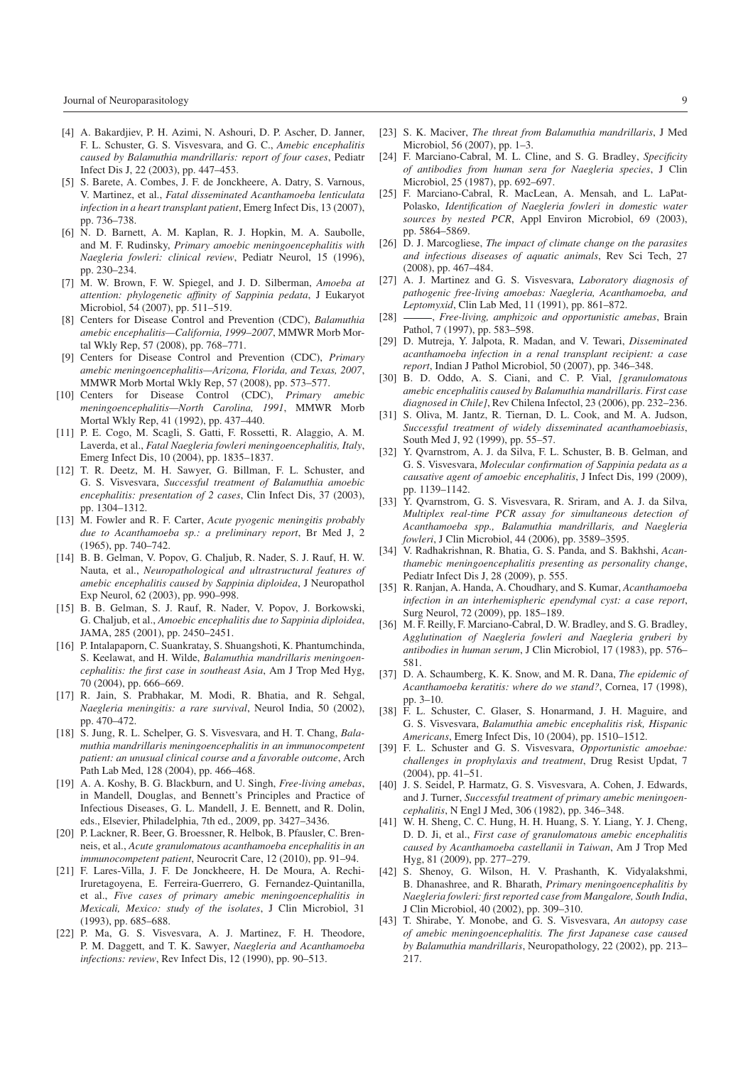[4] A. Bakardjiev, P. H. Azimi, N. Ashouri, D. P. Ascher, D. Janner, F. L. Schuster, G. S. Visvesvara, and G. C., *Amebic encephalitis caused by Balamuthia mandrillaris: report of four cases*, Pediatr Infect Dis J, 22 (2003), pp. 447–453.

[5] S. Barete, A. Combes, J. F. de Jonckheere, A. Datry, S. Varnous, V. Martinez, et al., *Fatal disseminated Acanthamoeba lenticulata infection in a heart transplant patient*, Emerg Infect Dis, 13 (2007), pp. 736–738.

[6] N. D. Barnett, A. M. Kaplan, R. J. Hopkin, M. A. Saubolle, and M. F. Rudinsky, *Primary amoebic meningoencephalitis with Naegleria fowleri: clinical review*, Pediatr Neurol, 15 (1996), pp. 230–234.

[7] M. W. Brown, F. W. Spiegel, and J. D. Silberman, *Amoeba at attention: phylogenetic affinity of Sappinia pedata*, J Eukaryot Microbiol, 54 (2007), pp. 511–519.

[8] Centers for Disease Control and Prevention (CDC), *Balamuthia amebic encephalitis—California, 1999–2007*, MMWR Morb Mortal Wkly Rep, 57 (2008), pp. 768–771.

[9] Centers for Disease Control and Prevention (CDC), *Primary amebic meningoencephalitis—Arizona, Florida, and Texas, 2007*, MMWR Morb Mortal Wkly Rep, 57 (2008), pp. 573–577.

[10] Centers for Disease Control (CDC), *Primary amebic meningoencephalitis—North Carolina, 1991*, MMWR Morb Mortal Wkly Rep, 41 (1992), pp. 437–440.

[11] P. E. Cogo, M. Scagli, S. Gatti, F. Rossetti, R. Alaggio, A. M. Laverda, et al., *Fatal Naegleria fowleri meningoencephalitis, Italy*, Emerg Infect Dis, 10 (2004), pp. 1835–1837.

[12] T. R. Deetz, M. H. Sawyer, G. Billman, F. L. Schuster, and G. S. Visvesvara, *Successful treatment of Balamuthia amoebic encephalitis: presentation of 2 cases*, Clin Infect Dis, 37 (2003), pp. 1304–1312.

[13] M. Fowler and R. F. Carter, *Acute pyogenic meningitis probably due to Acanthamoeba sp.: a preliminary report*, Br Med J, 2 (1965), pp. 740–742.

[14] B. B. Gelman, V. Popov, G. Chaljub, R. Nader, S. J. Rauf, H. W. Nauta, et al., *Neuropathological and ultrastructural features of amebic encephalitis caused by Sappinia diploidea*, J Neuropathol Exp Neurol, 62 (2003), pp. 990–998.

[15] B. B. Gelman, S. J. Rauf, R. Nader, V. Popov, J. Borkowski, G. Chaljub, et al., *Amoebic encephalitis due to Sappinia diploidea*, JAMA, 285 (2001), pp. 2450–2451.

[16] P. Intalapaporn, C. Suankratay, S. Shuangshoti, K. Phantumchinda, S. Keelawat, and H. Wilde, *Balamuthia mandrillaris meningoencephalitis: the first case in southeast Asia*, Am J Trop Med Hyg, 70 (2004), pp. 666–669.

[17] R. Jain, S. Prabhakar, M. Modi, R. Bhatia, and R. Sehgal, *Naegleria meningitis: a rare survival*, Neurol India, 50 (2002), pp. 470–472.

[18] S. Jung, R. L. Schelper, G. S. Visvesvara, and H. T. Chang, *Balamuthia mandrillaris meningoencephalitis in an immunocompetent patient: an unusual clinical course and a favorable outcome*, Arch Path Lab Med, 128 (2004), pp. 466–468.

[19] A. A. Koshy, B. G. Blackburn, and U. Singh, *Free-living amebas*, in Mandell, Douglas, and Bennett's Principles and Practice of Infectious Diseases, G. L. Mandell, J. E. Bennett, and R. Dolin, eds., Elsevier, Philadelphia, 7th ed., 2009, pp. 3427–3436.

[20] P. Lackner, R. Beer, G. Broessner, R. Helbok, B. Pfausler, C. Brenneis, et al., *Acute granulomatous acanthamoeba encephalitis in an immunocompetent patient*, Neurocrit Care, 12 (2010), pp. 91–94.

[21] F. Lares-Villa, J. F. De Jonckheere, H. De Moura, A. Rechi-Iruretagoyena, E. Ferreira-Guerrero, G. Fernandez-Quintanilla, et al., *Five cases of primary amebic meningoencephalitis in Mexicali, Mexico: study of the isolates*, J Clin Microbiol, 31 (1993), pp. 685–688.

[22] P. Ma, G. S. Visvesvara, A. J. Martinez, F. H. Theodore, P. M. Daggett, and T. K. Sawyer, *Naegleria and Acanthamoeba infections: review*, Rev Infect Dis, 12 (1990), pp. 90–513.

[23] S. K. Maciver, *The threat from Balamuthia mandrillaris*, J Med Microbiol, 56 (2007), pp. 1–3.

[24] F. Marciano-Cabral, M. L. Cline, and S. G. Bradley, *Specificity of antibodies from human sera for Naegleria species*, J Clin Microbiol, 25 (1987), pp. 692–697.

[25] F. Marciano-Cabral, R. MacLean, A. Mensah, and L. LaPat-Polasko, *Identification of Naegleria fowleri in domestic water sources by nested PCR*, Appl Environ Microbiol, 69 (2003), pp. 5864–5869.

[26] D. J. Marcogliese, *The impact of climate change on the parasites and infectious diseases of aquatic animals*, Rev Sci Tech, 27 (2008), pp. 467–484.

[27] A. J. Martinez and G. S. Visvesvara, *Laboratory diagnosis of pathogenic free-living amoebas: Naegleria, Acanthamoeba, and Leptomyxid*, Clin Lab Med, 11 (1991), pp. 861–872.

[28] ———, *Free-living, amphizoic and opportunistic amebas*, Brain Pathol, 7 (1997), pp. 583–598.

[29] D. Mutreja, Y. Jalpota, R. Madan, and V. Tewari, *Disseminated acanthamoeba infection in a renal transplant recipient: a case report*, Indian J Pathol Microbiol, 50 (2007), pp. 346–348.

[30] B. D. Oddo, A. S. Ciani, and C. P. Vial, *[granulomatous amebic encephalitis caused by Balamuthia mandrillaris. First case diagnosed in Chile]*, Rev Chilena Infectol, 23 (2006), pp. 232–236.

[31] S. Oliva, M. Jantz, R. Tiernan, D. L. Cook, and M. A. Judson, *Successful treatment of widely disseminated acanthamoebiasis*, South Med J, 92 (1999), pp. 55–57.

[32] Y. Qvarnstrom, A. J. da Silva, F. L. Schuster, B. B. Gelman, and G. S. Visvesvara, *Molecular confirmation of Sappinia pedata as a causative agent of amoebic encephalitis*, J Infect Dis, 199 (2009), pp. 1139–1142.

[33] Y. Qvarnstrom, G. S. Visvesvara, R. Sriram, and A. J. da Silva, *Multiplex real-time PCR assay for simultaneous detection of Acanthamoeba spp., Balamuthia mandrillaris, and Naegleria fowleri*, J Clin Microbiol, 44 (2006), pp. 3589–3595.

[34] V. Radhakrishnan, R. Bhatia, G. S. Panda, and S. Bakhshi, *Acanthamebic meningoencephalitis presenting as personality change*, Pediatr Infect Dis J, 28 (2009), p. 555.

[35] R. Ranjan, A. Handa, A. Choudhary, and S. Kumar, *Acanthamoeba infection in an interhemispheric ependymal cyst: a case report*, Surg Neurol, 72 (2009), pp. 185–189.

[36] M. F. Reilly, F. Marciano-Cabral, D. W. Bradley, and S. G. Bradley, *Agglutination of Naegleria fowleri and Naegleria gruberi by antibodies in human serum*, J Clin Microbiol, 17 (1983), pp. 576–581.

[37] D. A. Schaumberg, K. K. Snow, and M. R. Dana, *The epidemic of Acanthamoeba keratitis: where do we stand?*, Cornea, 17 (1998), pp. 3–10.

[38] F. L. Schuster, C. Glaser, S. Honarmand, J. H. Maguire, and G. S. Visvesvara, *Balamuthia amebic encephalitis risk, Hispanic Americans*, Emerg Infect Dis, 10 (2004), pp. 1510–1512.

[39] F. L. Schuster and G. S. Visvesvara, *Opportunistic amoebae: challenges in prophylaxis and treatment*, Drug Resist Updat, 7 (2004), pp. 41–51.

[40] J. S. Seidel, P. Harmatz, G. S. Visvesvara, A. Cohen, J. Edwards, and J. Turner, *Successful treatment of primary amebic meningoencephalitis*, N Engl J Med, 306 (1982), pp. 346–348.

[41] W. H. Sheng, C. C. Hung, H. H. Huang, S. Y. Liang, Y. J. Cheng, D. D. Ji, et al., *First case of granulomatous amebic encephalitis caused by Acanthamoeba castellanii in Taiwan*, Am J Trop Med Hyg, 81 (2009), pp. 277–279.

[42] S. Shenoy, G. Wilson, H. V. Prashanth, K. Vidyalakshmi, B. Dhanashree, and R. Bharath, *Primary meningoencephalitis by Naegleria fowleri: first reported case from Mangalore, South India*, J Clin Microbiol, 40 (2002), pp. 309–310.

[43] T. Shirabe, Y. Monobe, and G. S. Visvesvara, *An autopsy case of amebic meningoencephalitis. The first Japanese case caused by Balamuthia mandrillaris*, Neuropathology, 22 (2002), pp. 213–217.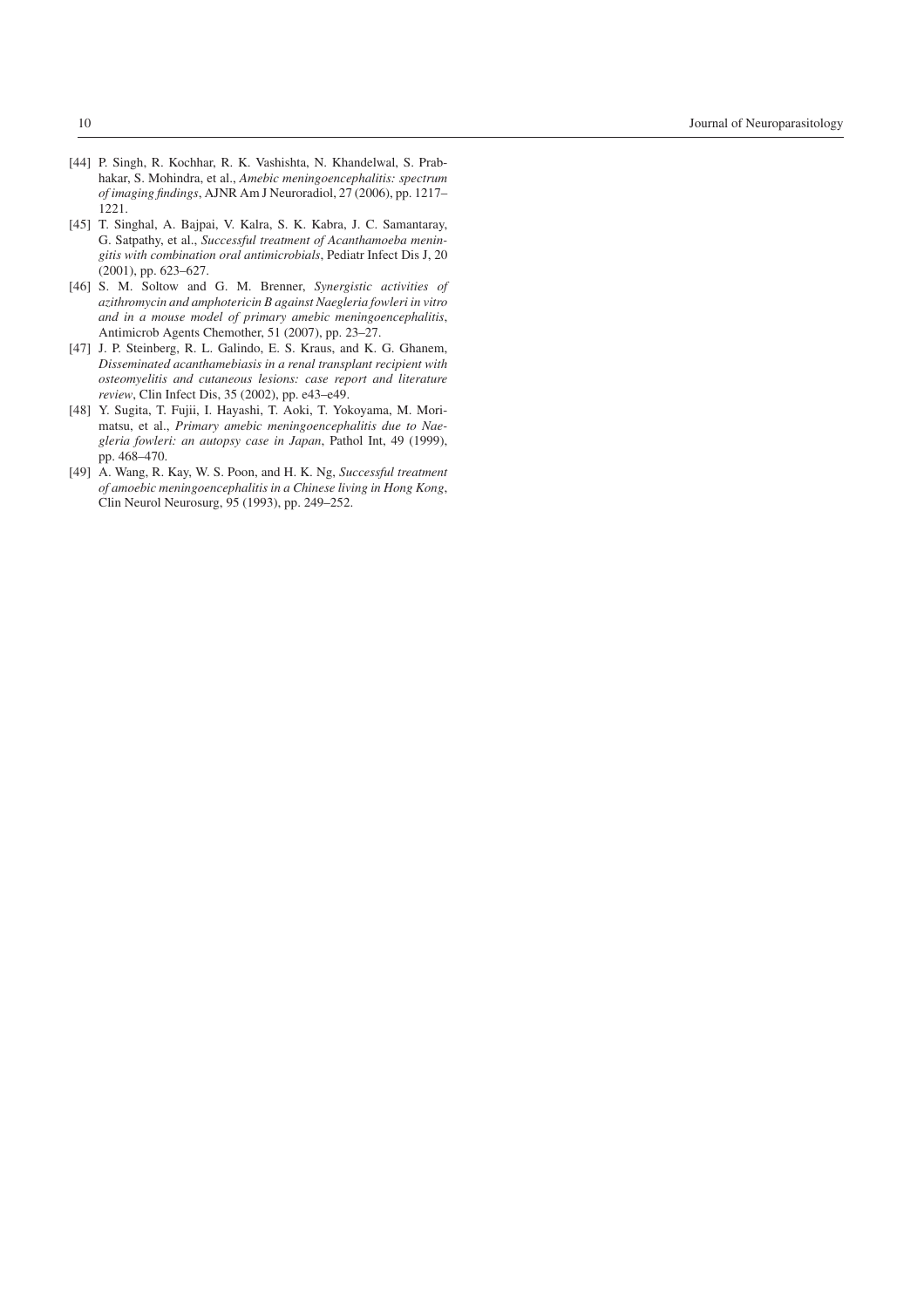[44] P. Singh, R. Kochhar, R. K. Vashishta, N. Khandelwal, S. Prabhakar, S. Mohindra, et al., *Amebic meningoencephalitis: spectrum of imaging findings*, AJNR Am J Neuroradiol, 27 (2006), pp. 1217–1221.

[45] T. Singhal, A. Bajpai, V. Kalra, S. K. Kabra, J. C. Samantaray, G. Satpathy, et al., *Successful treatment of Acanthamoeba meningitis with combination oral antimicrobials*, Pediatr Infect Dis J, 20 (2001), pp. 623–627.

[46] S. M. Soltow and G. M. Brenner, *Synergistic activities of azithromycin and amphotericin B against Naegleria fowleri in vitro and in a mouse model of primary amebic meningoencephalitis*, Antimicrob Agents Chemother, 51 (2007), pp. 23–27.

[47] J. P. Steinberg, R. L. Galindo, E. S. Kraus, and K. G. Ghanem, *Disseminated acanthamebiasis in a renal transplant recipient with osteomyelitis and cutaneous lesions: case report and literature review*, Clin Infect Dis, 35 (2002), pp. e43–e49.

[48] Y. Sugita, T. Fujii, I. Hayashi, T. Aoki, T. Yokoyama, M. Morimatsu, et al., *Primary amebic meningoencephalitis due to Naegleria fowleri: an autopsy case in Japan*, Pathol Int, 49 (1999), pp. 468–470.

[49] A. Wang, R. Kay, W. S. Poon, and H. K. Ng, *Successful treatment of amoebic meningoencephalitis in a Chinese living in Hong Kong*, Clin Neurol Neurosurg, 95 (1993), pp. 249–252.